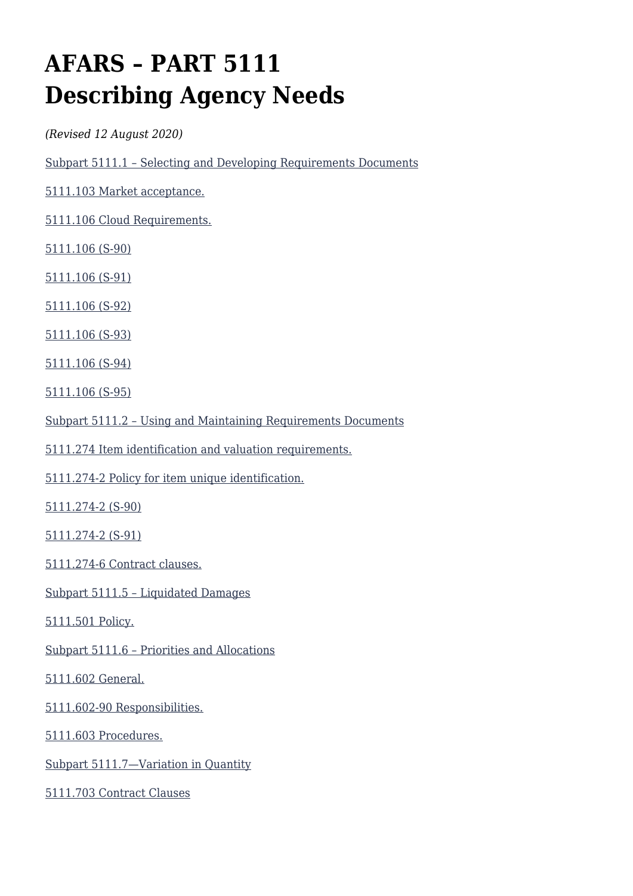# AFARS – PART 5111 Describing Agency Needs

*(Revised 12 August 2020)*

Subpart 5111.1 – Selecting and Developing Requirements Documents

5111.103 Market acceptance.

5111.106 Cloud Requirements.

5111.106 (S-90)

5111.106 (S-91)

5111.106 (S-92)

5111.106 (S-93)

5111.106 (S-94)

5111.106 (S-95)

Subpart 5111.2 – Using and Maintaining Requirements Documents

5111.274 Item identification and valuation requirements.

5111.274-2 Policy for item unique identification.

5111.274-2 (S-90)

5111.274-2 (S-91)

5111.274-6 Contract clauses.

Subpart 5111.5 – Liquidated Damages

5111.501 Policy.

Subpart 5111.6 – Priorities and Allocations

5111.602 General.

5111.602-90 Responsibilities.

5111.603 Procedures.

Subpart 5111.7—Variation in Quantity

5111.703 Contract Clauses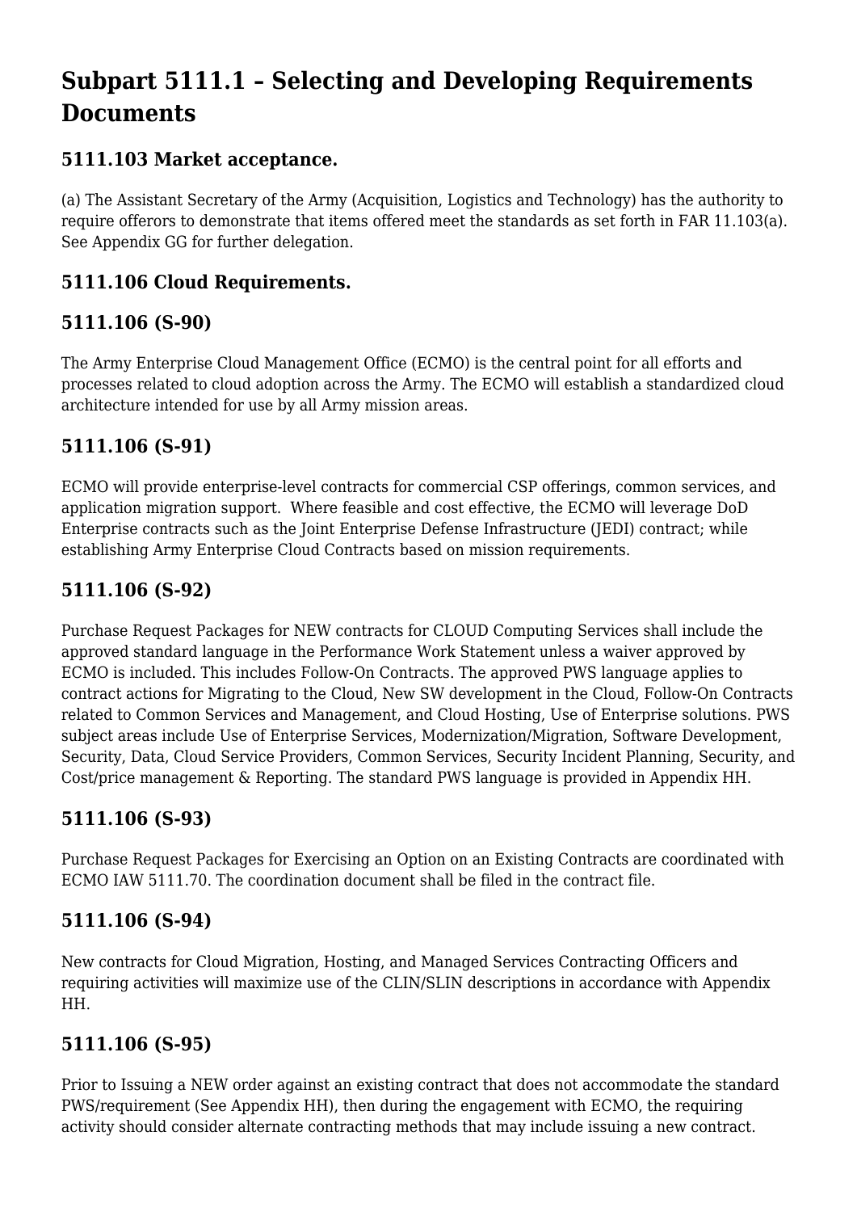# Subpart 5111.1 – Selecting and Developing Requirements Documents

## 5111.103 Market acceptance.

(a) The Assistant Secretary of the Army (Acquisition, Logistics and Technology) has the authority to require offerors to demonstrate that items offered meet the standards as set forth in FAR 11.103(a). See Appendix GG for further delegation.

## 5111.106 Cloud Requirements.

## 5111.106 (S-90)

The Army Enterprise Cloud Management Office (ECMO) is the central point for all efforts and processes related to cloud adoption across the Army. The ECMO will establish a standardized cloud architecture intended for use by all Army mission areas.

## 5111.106 (S-91)

ECMO will provide enterprise-level contracts for commercial CSP offerings, common services, and application migration support. Where feasible and cost effective, the ECMO will leverage DoD Enterprise contracts such as the Joint Enterprise Defense Infrastructure (JEDI) contract; while establishing Army Enterprise Cloud Contracts based on mission requirements.

## 5111.106 (S-92)

Purchase Request Packages for NEW contracts for CLOUD Computing Services shall include the approved standard language in the Performance Work Statement unless a waiver approved by ECMO is included. This includes Follow-On Contracts. The approved PWS language applies to contract actions for Migrating to the Cloud, New SW development in the Cloud, Follow-On Contracts related to Common Services and Management, and Cloud Hosting, Use of Enterprise solutions. PWS subject areas include Use of Enterprise Services, Modernization/Migration, Software Development, Security, Data, Cloud Service Providers, Common Services, Security Incident Planning, Security, and Cost/price management & Reporting. The standard PWS language is provided in Appendix HH.

## 5111.106 (S-93)

Purchase Request Packages for Exercising an Option on an Existing Contracts are coordinated with ECMO IAW 5111.70. The coordination document shall be filed in the contract file.

## 5111.106 (S-94)

New contracts for Cloud Migration, Hosting, and Managed Services Contracting Officers and requiring activities will maximize use of the CLIN/SLIN descriptions in accordance with Appendix HH.

## 5111.106 (S-95)

Prior to Issuing a NEW order against an existing contract that does not accommodate the standard PWS/requirement (See Appendix HH), then during the engagement with ECMO, the requiring activity should consider alternate contracting methods that may include issuing a new contract.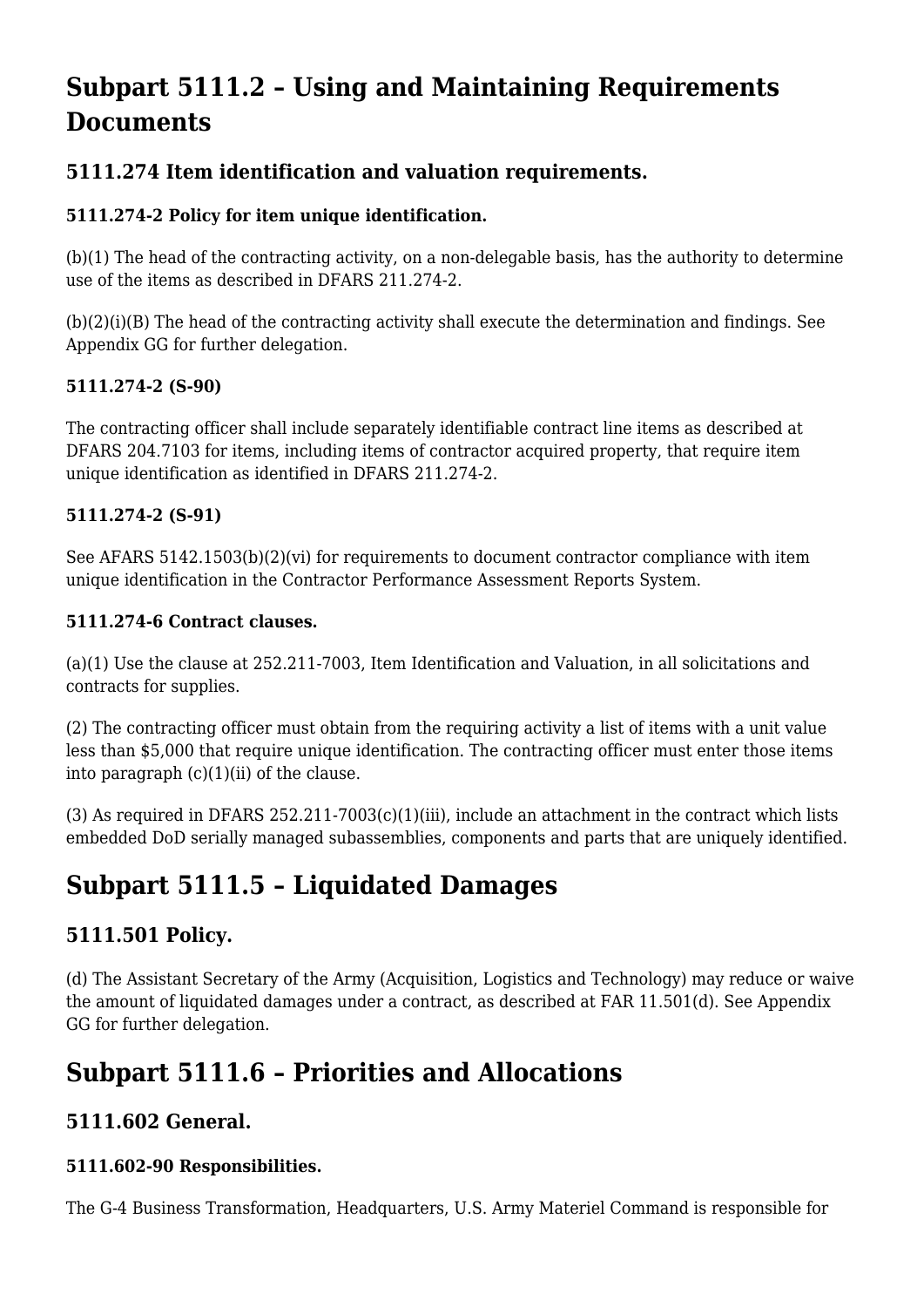# Subpart 5111.2 – Using and Maintaining Requirements Documents

## 5111.274 Item identification and valuation requirements.

### 5111.274-2 Policy for item unique identification.

(b)(1) The head of the contracting activity, on a non-delegable basis, has the authority to determine use of the items as described in DFARS 211.274-2.

(b)(2)(i)(B) The head of the contracting activity shall execute the determination and findings. See Appendix GG for further delegation.

### 5111.274-2 (S-90)

The contracting officer shall include separately identifiable contract line items as described at DFARS 204.7103 for items, including items of contractor acquired property, that require item unique identification as identified in DFARS 211.274-2.

### 5111.274-2 (S-91)

See AFARS 5142.1503(b)(2)(vi) for requirements to document contractor compliance with item unique identification in the Contractor Performance Assessment Reports System.

### 5111.274-6 Contract clauses.

(a)(1) Use the clause at 252.211-7003, Item Identification and Valuation, in all solicitations and contracts for supplies.

(2) The contracting officer must obtain from the requiring activity a list of items with a unit value less than $5,000 that require unique identification. The contracting officer must enter those items into paragraph (c)(1)(ii) of the clause.

(3) As required in DFARS 252.211-7003(c)(1)(iii), include an attachment in the contract which lists embedded DoD serially managed subassemblies, components and parts that are uniquely identified.

# Subpart 5111.5 – Liquidated Damages

## 5111.501 Policy.

(d) The Assistant Secretary of the Army (Acquisition, Logistics and Technology) may reduce or waive the amount of liquidated damages under a contract, as described at FAR 11.501(d). See Appendix GG for further delegation.

# Subpart 5111.6 – Priorities and Allocations

## 5111.602 General.

### 5111.602-90 Responsibilities.

The G-4 Business Transformation, Headquarters, U.S. Army Materiel Command is responsible for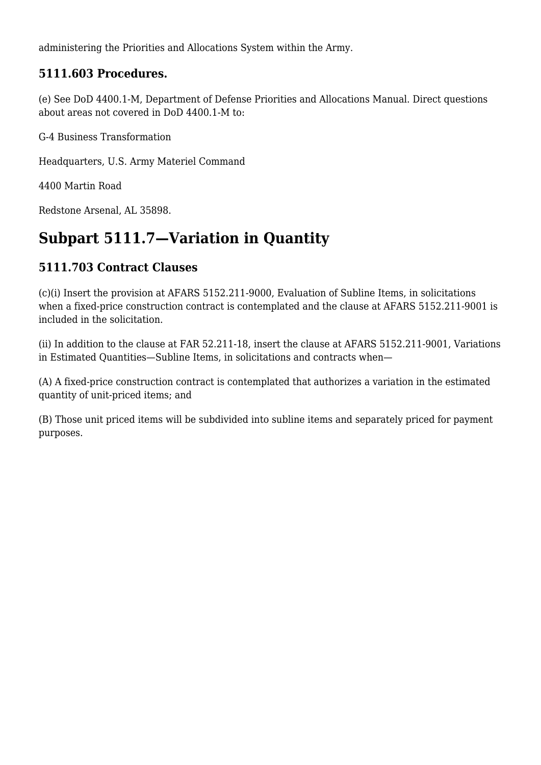administering the Priorities and Allocations System within the Army.

### 5111.603 Procedures.

(e) See DoD 4400.1-M, Department of Defense Priorities and Allocations Manual. Direct questions about areas not covered in DoD 4400.1-M to:

G-4 Business Transformation

Headquarters, U.S. Army Materiel Command

4400 Martin Road

Redstone Arsenal, AL 35898.

## Subpart 5111.7—Variation in Quantity

### 5111.703 Contract Clauses

(c)(i) Insert the provision at AFARS 5152.211-9000, Evaluation of Subline Items, in solicitations when a fixed-price construction contract is contemplated and the clause at AFARS 5152.211-9001 is included in the solicitation.

(ii) In addition to the clause at FAR 52.211-18, insert the clause at AFARS 5152.211-9001, Variations in Estimated Quantities—Subline Items, in solicitations and contracts when—

(A) A fixed-price construction contract is contemplated that authorizes a variation in the estimated quantity of unit-priced items; and

(B) Those unit priced items will be subdivided into subline items and separately priced for payment purposes.